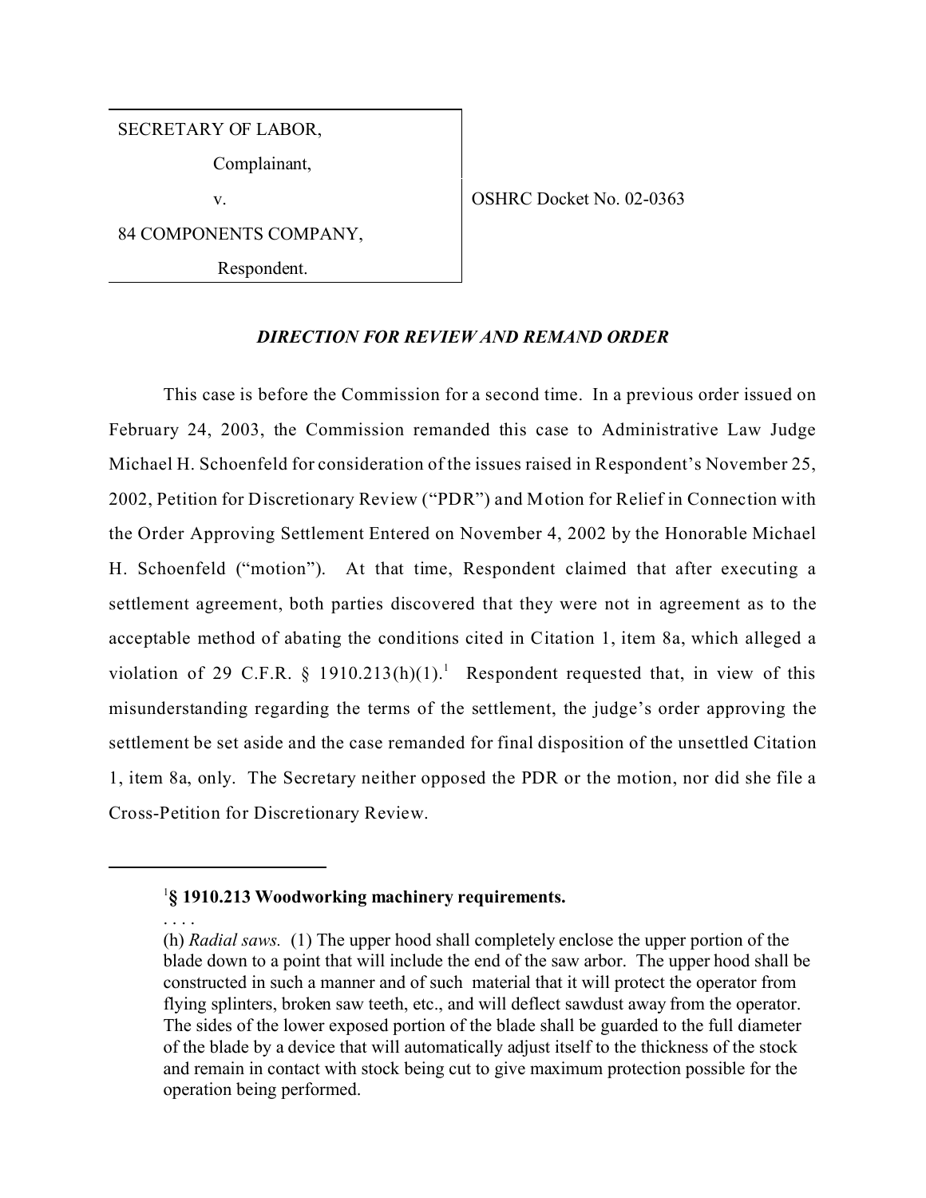SECRETARY OF LABOR,

Complainant,

v.

84 COMPONENTS COMPANY,

Respondent.

OSHRC Docket No. 02-0363

***DIRECTION FOR REVIEW AND REMAND ORDER***

This case is before the Commission for a second time. In a previous order issued on February 24, 2003, the Commission remanded this case to Administrative Law Judge Michael H. Schoenfeld for consideration of the issues raised in Respondent's November 25, 2002, Petition for Discretionary Review ("PDR") and Motion for Relief in Connection with the Order Approving Settlement Entered on November 4, 2002 by the Honorable Michael H. Schoenfeld ("motion"). At that time, Respondent claimed that after executing a settlement agreement, both parties discovered that they were not in agreement as to the acceptable method of abating the conditions cited in Citation 1, item 8a, which alleged a violation of 29 C.F.R. § 1910.213(h)(1).[1] Respondent requested that, in view of this misunderstanding regarding the terms of the settlement, the judge's order approving the settlement be set aside and the case remanded for final disposition of the unsettled Citation 1, item 8a, only. The Secretary neither opposed the PDR or the motion, nor did she file a Cross-Petition for Discretionary Review.

---

[1]**§ 1910.213 Woodworking machinery requirements.**

. . . .

(h) *Radial saws.* (1) The upper hood shall completely enclose the upper portion of the blade down to a point that will include the end of the saw arbor. The upper hood shall be constructed in such a manner and of such material that it will protect the operator from flying splinters, broken saw teeth, etc., and will deflect sawdust away from the operator. The sides of the lower exposed portion of the blade shall be guarded to the full diameter of the blade by a device that will automatically adjust itself to the thickness of the stock and remain in contact with stock being cut to give maximum protection possible for the operation being performed.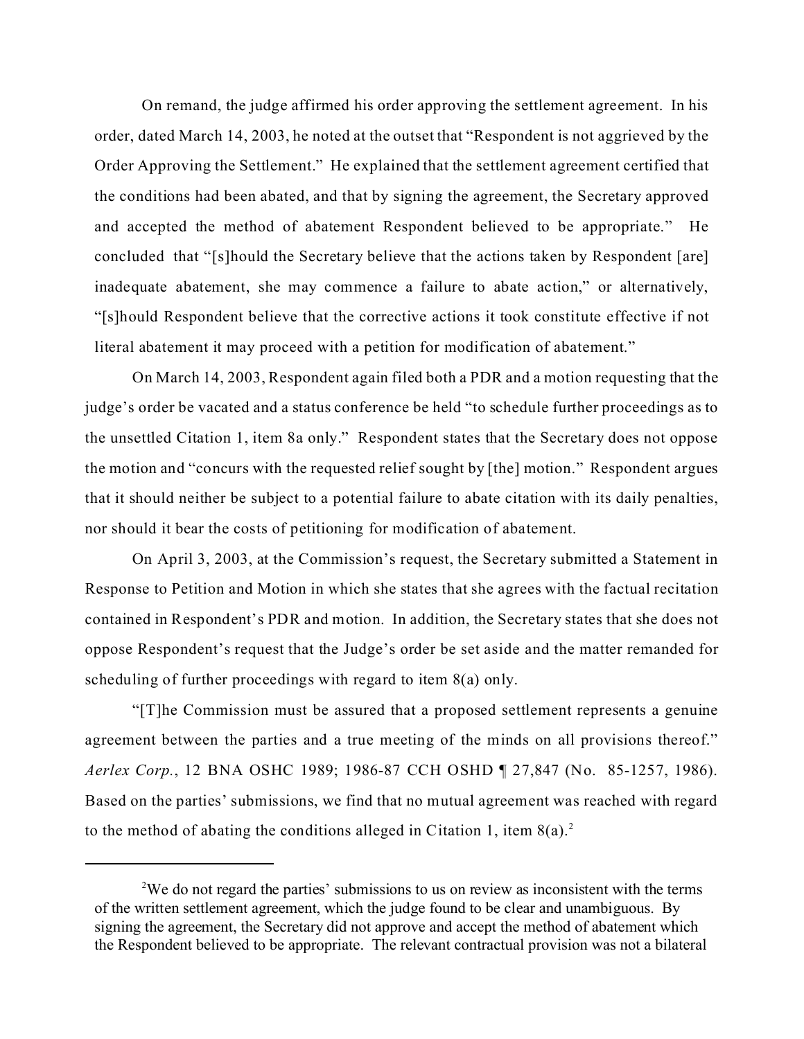On remand, the judge affirmed his order approving the settlement agreement. In his order, dated March 14, 2003, he noted at the outset that "Respondent is not aggrieved by the Order Approving the Settlement." He explained that the settlement agreement certified that the conditions had been abated, and that by signing the agreement, the Secretary approved and accepted the method of abatement Respondent believed to be appropriate." He concluded that "[s]hould the Secretary believe that the actions taken by Respondent [are] inadequate abatement, she may commence a failure to abate action," or alternatively, "[s]hould Respondent believe that the corrective actions it took constitute effective if not literal abatement it may proceed with a petition for modification of abatement."

On March 14, 2003, Respondent again filed both a PDR and a motion requesting that the judge's order be vacated and a status conference be held "to schedule further proceedings as to the unsettled Citation 1, item 8a only." Respondent states that the Secretary does not oppose the motion and "concurs with the requested relief sought by [the] motion." Respondent argues that it should neither be subject to a potential failure to abate citation with its daily penalties, nor should it bear the costs of petitioning for modification of abatement.

On April 3, 2003, at the Commission's request, the Secretary submitted a Statement in Response to Petition and Motion in which she states that she agrees with the factual recitation contained in Respondent's PDR and motion. In addition, the Secretary states that she does not oppose Respondent's request that the Judge's order be set aside and the matter remanded for scheduling of further proceedings with regard to item 8(a) only.

"[T]he Commission must be assured that a proposed settlement represents a genuine agreement between the parties and a true meeting of the minds on all provisions thereof." *Aerlex Corp.*, 12 BNA OSHC 1989; 1986-87 CCH OSHD ¶ 27,847 (No. 85-1257, 1986). Based on the parties' submissions, we find that no mutual agreement was reached with regard to the method of abating the conditions alleged in Citation 1, item 8(a).[2]

[2]We do not regard the parties' submissions to us on review as inconsistent with the terms of the written settlement agreement, which the judge found to be clear and unambiguous. By signing the agreement, the Secretary did not approve and accept the method of abatement which the Respondent believed to be appropriate. The relevant contractual provision was not a bilateral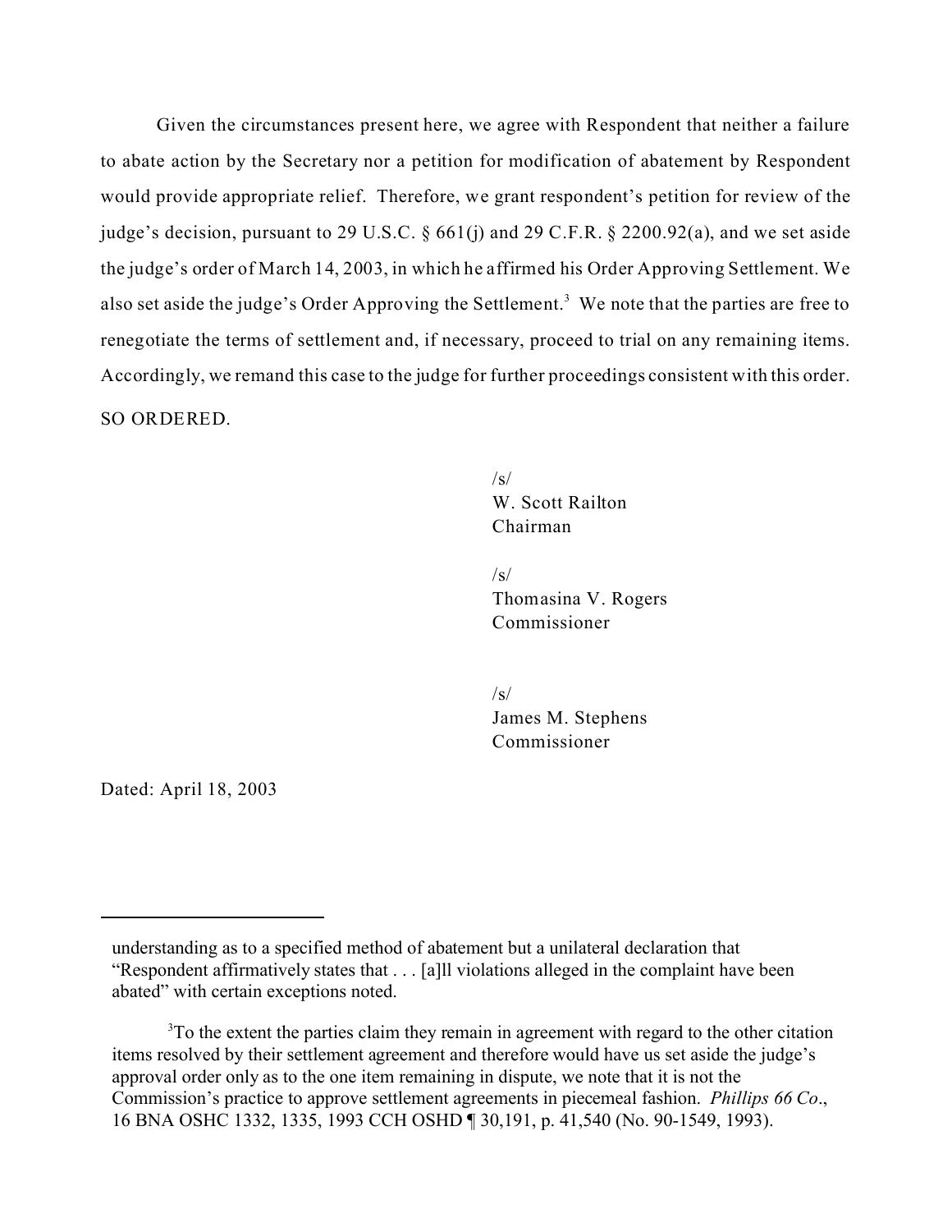Given the circumstances present here, we agree with Respondent that neither a failure to abate action by the Secretary nor a petition for modification of abatement by Respondent would provide appropriate relief. Therefore, we grant respondent's petition for review of the judge's decision, pursuant to 29 U.S.C. § 661(j) and 29 C.F.R. § 2200.92(a), and we set aside the judge's order of March 14, 2003, in which he affirmed his Order Approving Settlement. We also set aside the judge's Order Approving the Settlement.[3] We note that the parties are free to renegotiate the terms of settlement and, if necessary, proceed to trial on any remaining items. Accordingly, we remand this case to the judge for further proceedings consistent with this order.

SO ORDERED.

/s/
W. Scott Railton
Chairman

/s/
Thomasina V. Rogers
Commissioner

/s/
James M. Stephens
Commissioner

Dated: April 18, 2003

---

understanding as to a specified method of abatement but a unilateral declaration that "Respondent affirmatively states that . . . [a]ll violations alleged in the complaint have been abated" with certain exceptions noted.

[3] To the extent the parties claim they remain in agreement with regard to the other citation items resolved by their settlement agreement and therefore would have us set aside the judge's approval order only as to the one item remaining in dispute, we note that it is not the Commission's practice to approve settlement agreements in piecemeal fashion. *Phillips 66 Co*., 16 BNA OSHC 1332, 1335, 1993 CCH OSHD ¶ 30,191, p. 41,540 (No. 90-1549, 1993).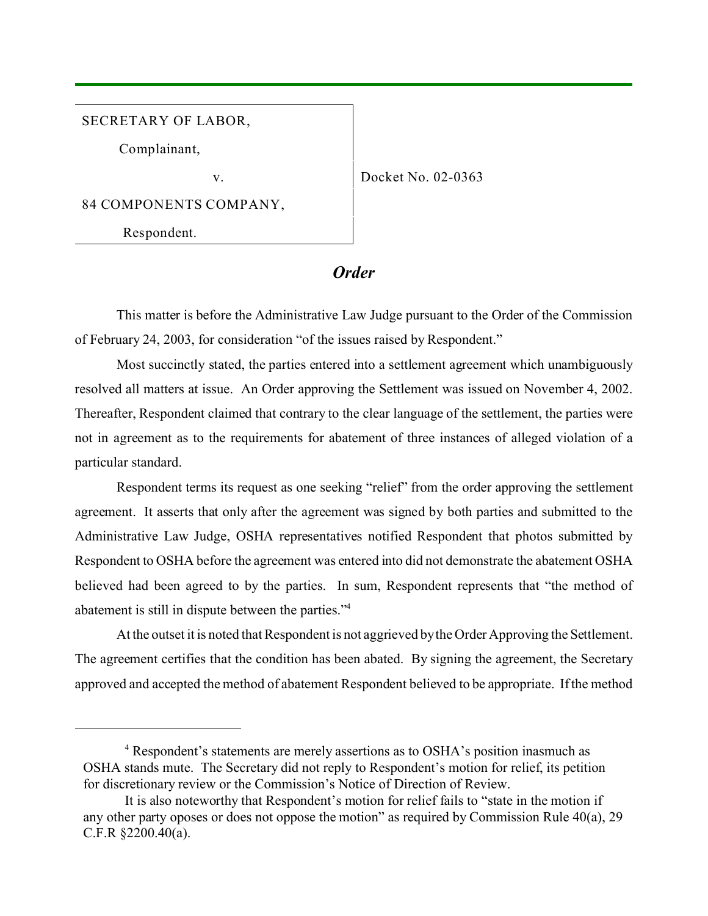SECRETARY OF LABOR,

Complainant,

v.

84 COMPONENTS COMPANY,

Respondent.

Docket No. 02-0363

## *Order*

This matter is before the Administrative Law Judge pursuant to the Order of the Commission of February 24, 2003, for consideration "of the issues raised by Respondent."

Most succinctly stated, the parties entered into a settlement agreement which unambiguously resolved all matters at issue. An Order approving the Settlement was issued on November 4, 2002. Thereafter, Respondent claimed that contrary to the clear language of the settlement, the parties were not in agreement as to the requirements for abatement of three instances of alleged violation of a particular standard.

Respondent terms its request as one seeking "relief" from the order approving the settlement agreement. It asserts that only after the agreement was signed by both parties and submitted to the Administrative Law Judge, OSHA representatives notified Respondent that photos submitted by Respondent to OSHA before the agreement was entered into did not demonstrate the abatement OSHA believed had been agreed to by the parties. In sum, Respondent represents that "the method of abatement is still in dispute between the parties."[4]

At the outset it is noted that Respondent is not aggrieved by the Order Approving the Settlement. The agreement certifies that the condition has been abated. By signing the agreement, the Secretary approved and accepted the method of abatement Respondent believed to be appropriate. If the method

---

[4] Respondent's statements are merely assertions as to OSHA's position inasmuch as OSHA stands mute. The Secretary did not reply to Respondent's motion for relief, its petition for discretionary review or the Commission's Notice of Direction of Review.

It is also noteworthy that Respondent's motion for relief fails to "state in the motion if any other party oposes or does not oppose the motion" as required by Commission Rule 40(a), 29 C.F.R §2200.40(a).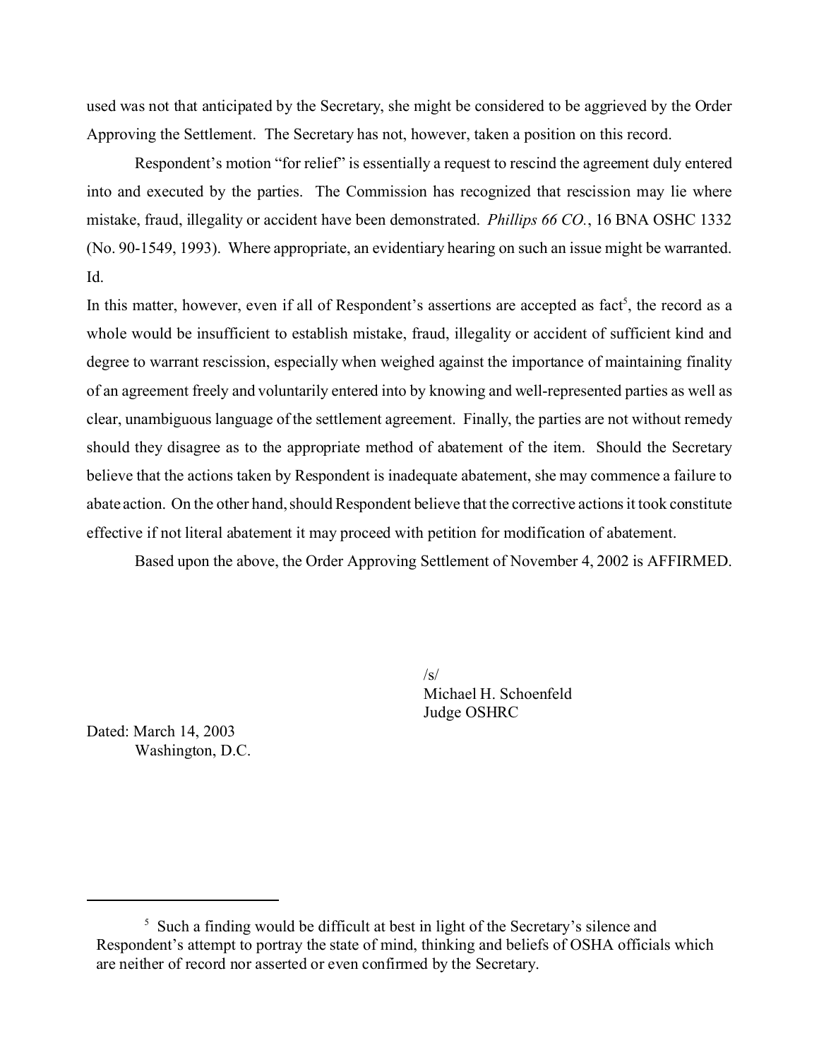used was not that anticipated by the Secretary, she might be considered to be aggrieved by the Order Approving the Settlement. The Secretary has not, however, taken a position on this record.

Respondent's motion "for relief" is essentially a request to rescind the agreement duly entered into and executed by the parties. The Commission has recognized that rescission may lie where mistake, fraud, illegality or accident have been demonstrated. *Phillips 66 CO.*, 16 BNA OSHC 1332 (No. 90-1549, 1993). Where appropriate, an evidentiary hearing on such an issue might be warranted. Id.

In this matter, however, even if all of Respondent's assertions are accepted as fact[5], the record as a whole would be insufficient to establish mistake, fraud, illegality or accident of sufficient kind and degree to warrant rescission, especially when weighed against the importance of maintaining finality of an agreement freely and voluntarily entered into by knowing and well-represented parties as well as clear, unambiguous language of the settlement agreement. Finally, the parties are not without remedy should they disagree as to the appropriate method of abatement of the item. Should the Secretary believe that the actions taken by Respondent is inadequate abatement, she may commence a failure to abate action. On the other hand, should Respondent believe that the corrective actions it took constitute effective if not literal abatement it may proceed with petition for modification of abatement.

Based upon the above, the Order Approving Settlement of November 4, 2002 is AFFIRMED.

/s/
Michael H. Schoenfeld
Judge OSHRC

Dated: March 14, 2003
Washington, D.C.

---

[5] Such a finding would be difficult at best in light of the Secretary's silence and Respondent's attempt to portray the state of mind, thinking and beliefs of OSHA officials which are neither of record nor asserted or even confirmed by the Secretary.